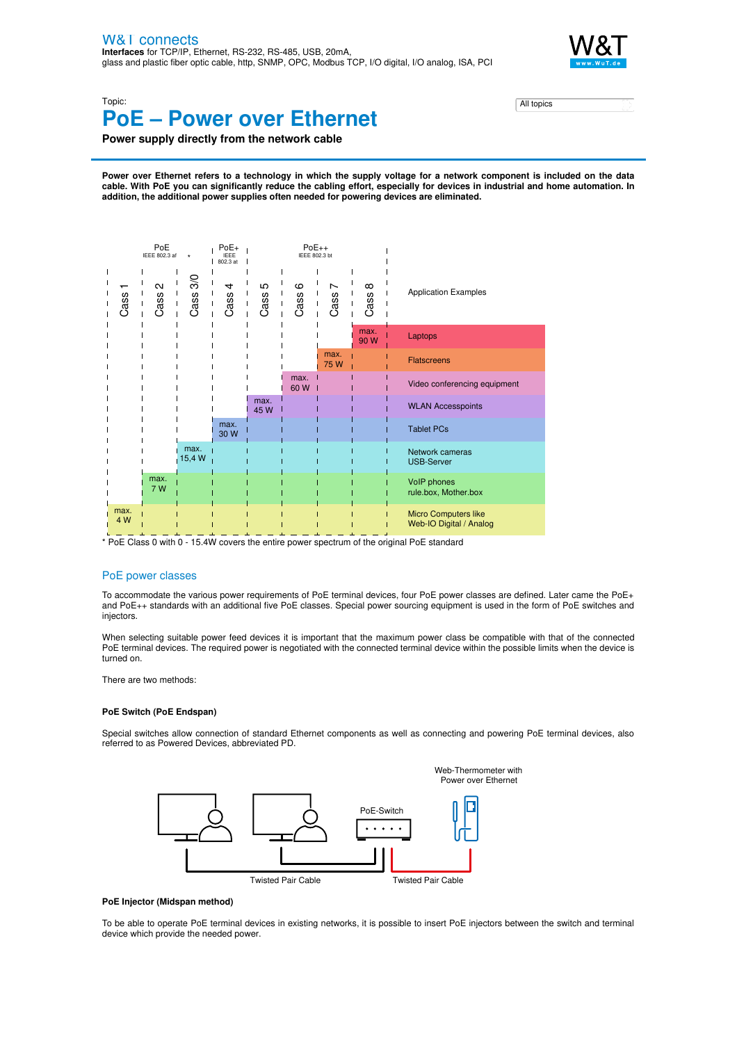W&T connects

**Interfaces** for TCP/IP, Ethernet, RS-232, RS-485, USB, 20mA, glass and plastic fiber optic cable, http, SNMP, OPC, Modbus TCP, I/O digital, I/O analog, ISA, PCI

Topic:

# PoE – Power over Ethernet

**Power supply directly from the network cable**

**Power over Ethernet refers to a technology in which the supply voltage for a network component is included on the data cable. With PoE you can significantly reduce the cabling effort, especially for devices in industrial and home automation. In addition, the additional power supplies often needed for powering devices are eliminated.**

| PoE IEEE 802.3 af | | * | PoE+ IEEE 802.3 at | PoE++ IEEE 802.3 bt | | | | |
|---|---|---|---|---|---|---|---|---|
| Cass 1 | Cass 2 | Cass 3/0 | Cass 4 | Cass 5 | Cass 6 | Cass 7 | Cass 8 | Application Examples |
| | | | | | | | max. 90 W | Laptops |
| | | | | | | max. 75 W | | Flatscreens |
| | | | | | max. 60 W | | | Video conferencing equipment |
| | | | | max. 45 W | | | | WLAN Accesspoints |
| | | | max. 30 W | | | | | Tablet PCs |
| | | max. 15,4 W | | | | | | Network cameras USB-Server |
| | max. 7 W | | | | | | | VoIP phones rule.box, Mother.box |
| max. 4 W | | | | | | | | Micro Computers like Web-IO Digital / Analog |

\* PoE Class 0 with 0 - 15.4W covers the entire power spectrum of the original PoE standard

## PoE power classes

To accommodate the various power requirements of PoE terminal devices, four PoE power classes are defined. Later came the PoE+ and PoE++ standards with an additional five PoE classes. Special power sourcing equipment is used in the form of PoE switches and injectors.

When selecting suitable power feed devices it is important that the maximum power class be compatible with that of the connected PoE terminal devices. The required power is negotiated with the connected terminal device within the possible limits when the device is turned on.

There are two methods:

### PoE Switch (PoE Endspan)

Special switches allow connection of standard Ethernet components as well as connecting and powering PoE terminal devices, also referred to as Powered Devices, abbreviated PD.

Web-Thermometer with Power over Ethernet

PoE-Switch

Twisted Pair Cable

Twisted Pair Cable

### PoE Injector (Midspan method)

To be able to operate PoE terminal devices in existing networks, it is possible to insert PoE injectors between the switch and terminal device which provide the needed power.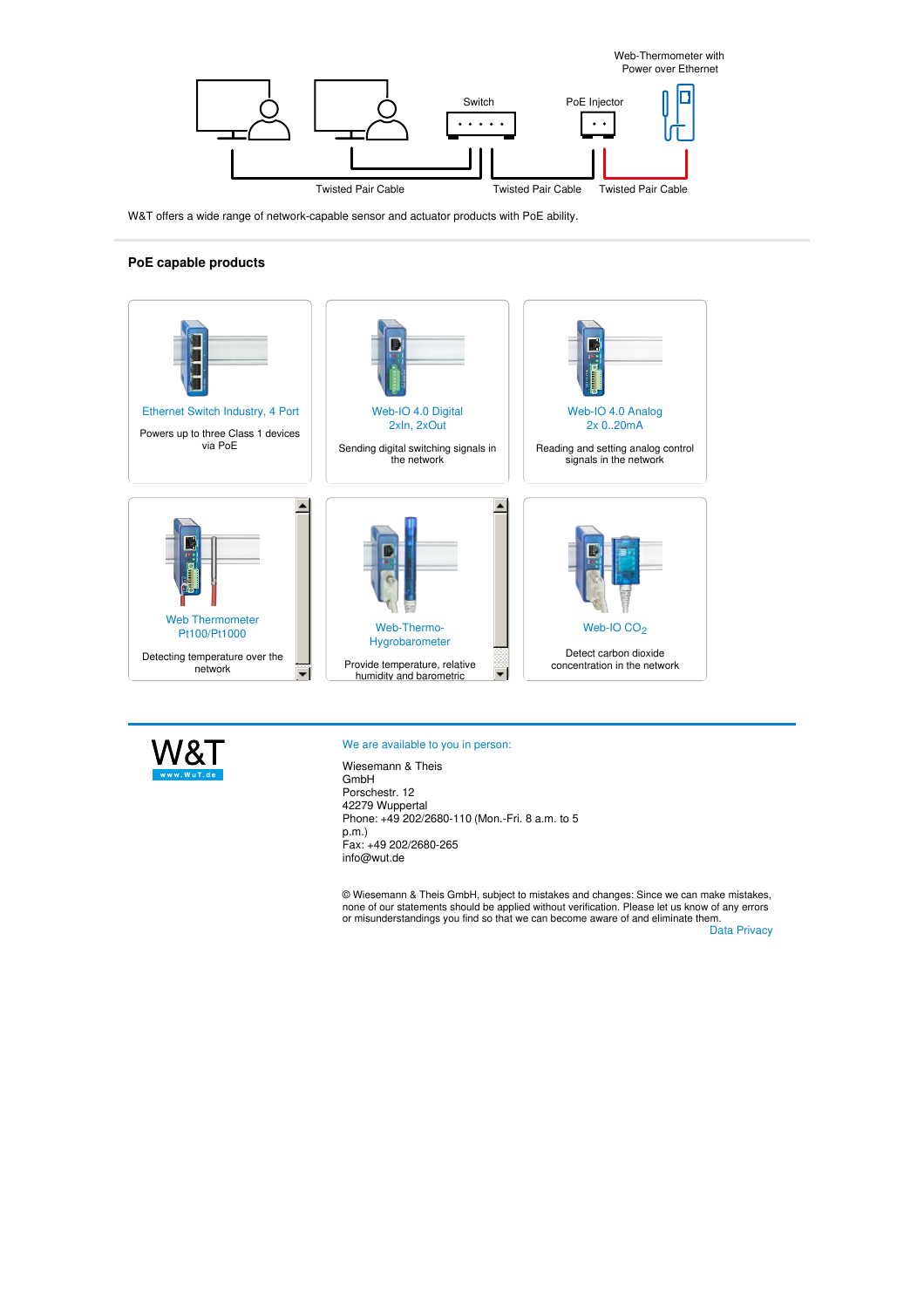Web-Thermometer with Power over Ethernet

Switch

PoE Injector

Twisted Pair Cable

Twisted Pair Cable

Twisted Pair Cable

W&T offers a wide range of network-capable sensor and actuator products with PoE ability.

### PoE capable products

**Ethernet Switch Industry, 4 Port**

Powers up to three Class 1 devices via PoE

**Web-IO 4.0 Digital 2xIn, 2xOut**

Sending digital switching signals in the network

**Web-IO 4.0 Analog 2x 0..20mA**

Reading and setting analog control signals in the network

**Web Thermometer Pt100/Pt1000**

Detecting temperature over the network

**Web-Thermo-Hygrobarometer**

Provide temperature, relative humidity and barometric

**Web-IO $CO_2$**

Detect carbon dioxide concentration in the network

---

W&T
www.WuT.de

We are available to you in person:

Wiesemann & Theis GmbH
Porschestr. 12
42279 Wuppertal
Phone: +49 202/2680-110 (Mon.-Fri. 8 a.m. to 5 p.m.)
Fax: +49 202/2680-265
info@wut.de

© Wiesemann & Theis GmbH, subject to mistakes and changes: Since we can make mistakes, none of our statements should be applied without verification. Please let us know of any errors or misunderstandings you find so that we can become aware of and eliminate them.

Data Privacy